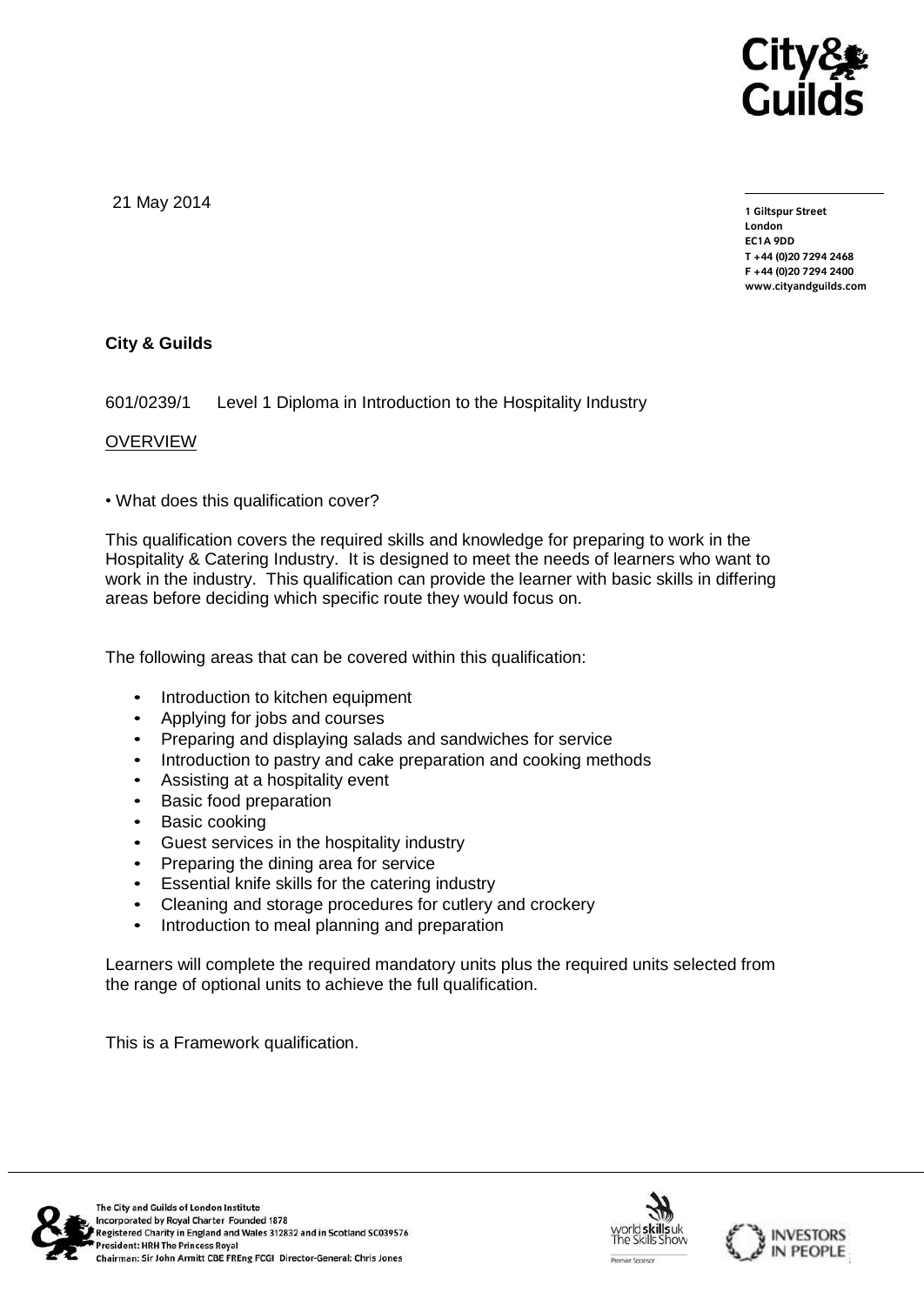21 May 2014

1 Giltspur Street
London
EC1A 9DD
T +44 (0)20 7294 2468
F +44 (0)20 7294 2400
www.cityandguilds.com

**City & Guilds**

601/0239/1 Level 1 Diploma in Introduction to the Hospitality Industry

OVERVIEW

• What does this qualification cover?

This qualification covers the required skills and knowledge for preparing to work in the Hospitality & Catering Industry. It is designed to meet the needs of learners who want to work in the industry. This qualification can provide the learner with basic skills in differing areas before deciding which specific route they would focus on.

The following areas that can be covered within this qualification:

- Introduction to kitchen equipment
- Applying for jobs and courses
- Preparing and displaying salads and sandwiches for service
- Introduction to pastry and cake preparation and cooking methods
- Assisting at a hospitality event
- Basic food preparation
- Basic cooking
- Guest services in the hospitality industry
- Preparing the dining area for service
- Essential knife skills for the catering industry
- Cleaning and storage procedures for cutlery and crockery
- Introduction to meal planning and preparation

Learners will complete the required mandatory units plus the required units selected from the range of optional units to achieve the full qualification.

This is a Framework qualification.

The City and Guilds of London Institute
Incorporated by Royal Charter Founded 1878
Registered Charity in England and Wales 312832 and in Scotland SC039576
President: HRH The Princess Royal
Chairman: Sir John Armitt CBE FREng FCGI Director-General: Chris Jones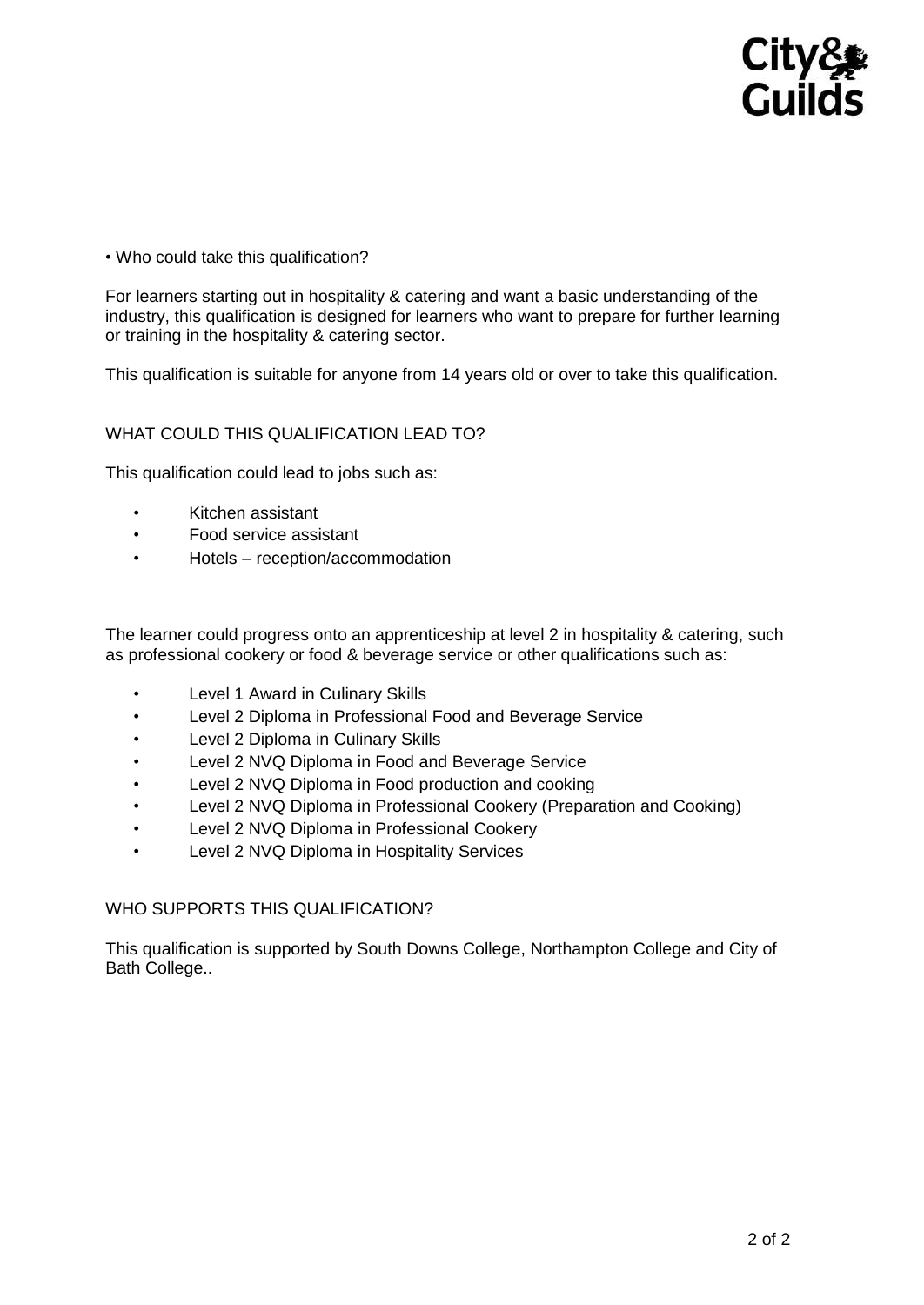• Who could take this qualification?

For learners starting out in hospitality & catering and want a basic understanding of the industry, this qualification is designed for learners who want to prepare for further learning or training in the hospitality & catering sector.

This qualification is suitable for anyone from 14 years old or over to take this qualification.

## WHAT COULD THIS QUALIFICATION LEAD TO?

This qualification could lead to jobs such as:

- Kitchen assistant
- Food service assistant
- Hotels – reception/accommodation

The learner could progress onto an apprenticeship at level 2 in hospitality & catering, such as professional cookery or food & beverage service or other qualifications such as:

- Level 1 Award in Culinary Skills
- Level 2 Diploma in Professional Food and Beverage Service
- Level 2 Diploma in Culinary Skills
- Level 2 NVQ Diploma in Food and Beverage Service
- Level 2 NVQ Diploma in Food production and cooking
- Level 2 NVQ Diploma in Professional Cookery (Preparation and Cooking)
- Level 2 NVQ Diploma in Professional Cookery
- Level 2 NVQ Diploma in Hospitality Services

## WHO SUPPORTS THIS QUALIFICATION?

This qualification is supported by South Downs College, Northampton College and City of Bath College..